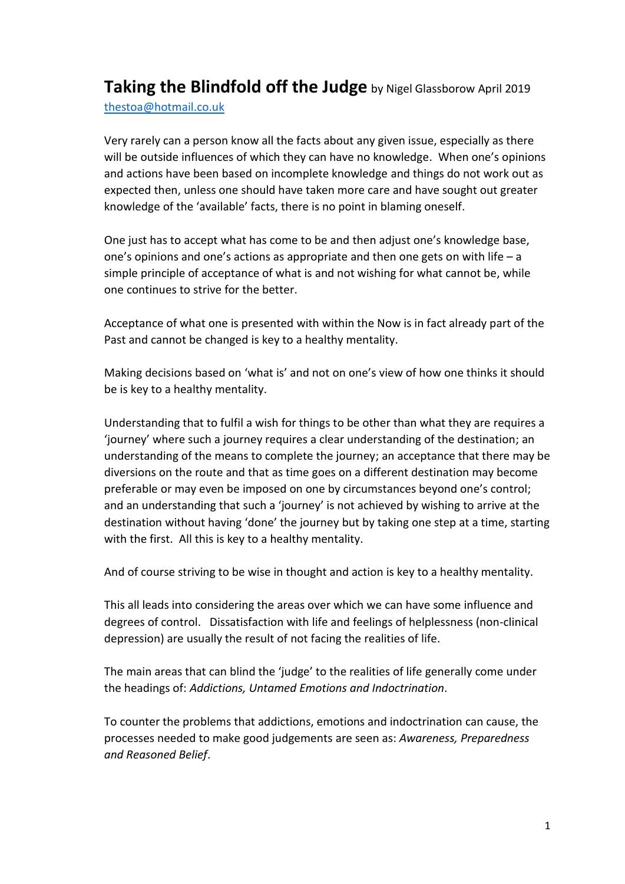# **Taking the Blindfold off the Judge** by Nigel Glassborow April 2019

thestoa@hotmail.co.uk

Very rarely can a person know all the facts about any given issue, especially as there will be outside influences of which they can have no knowledge. When one's opinions and actions have been based on incomplete knowledge and things do not work out as expected then, unless one should have taken more care and have sought out greater knowledge of the 'available' facts, there is no point in blaming oneself.

One just has to accept what has come to be and then adjust one's knowledge base, one's opinions and one's actions as appropriate and then one gets on with life – a simple principle of acceptance of what is and not wishing for what cannot be, while one continues to strive for the better.

Acceptance of what one is presented with within the Now is in fact already part of the Past and cannot be changed is key to a healthy mentality.

Making decisions based on 'what is' and not on one's view of how one thinks it should be is key to a healthy mentality.

Understanding that to fulfil a wish for things to be other than what they are requires a 'journey' where such a journey requires a clear understanding of the destination; an understanding of the means to complete the journey; an acceptance that there may be diversions on the route and that as time goes on a different destination may become preferable or may even be imposed on one by circumstances beyond one's control; and an understanding that such a 'journey' is not achieved by wishing to arrive at the destination without having 'done' the journey but by taking one step at a time, starting with the first. All this is key to a healthy mentality.

And of course striving to be wise in thought and action is key to a healthy mentality.

This all leads into considering the areas over which we can have some influence and degrees of control. Dissatisfaction with life and feelings of helplessness (non-clinical depression) are usually the result of not facing the realities of life.

The main areas that can blind the 'judge' to the realities of life generally come under the headings of: *Addictions, Untamed Emotions and Indoctrination*.

To counter the problems that addictions, emotions and indoctrination can cause, the processes needed to make good judgements are seen as: *Awareness, Preparedness and Reasoned Belief*.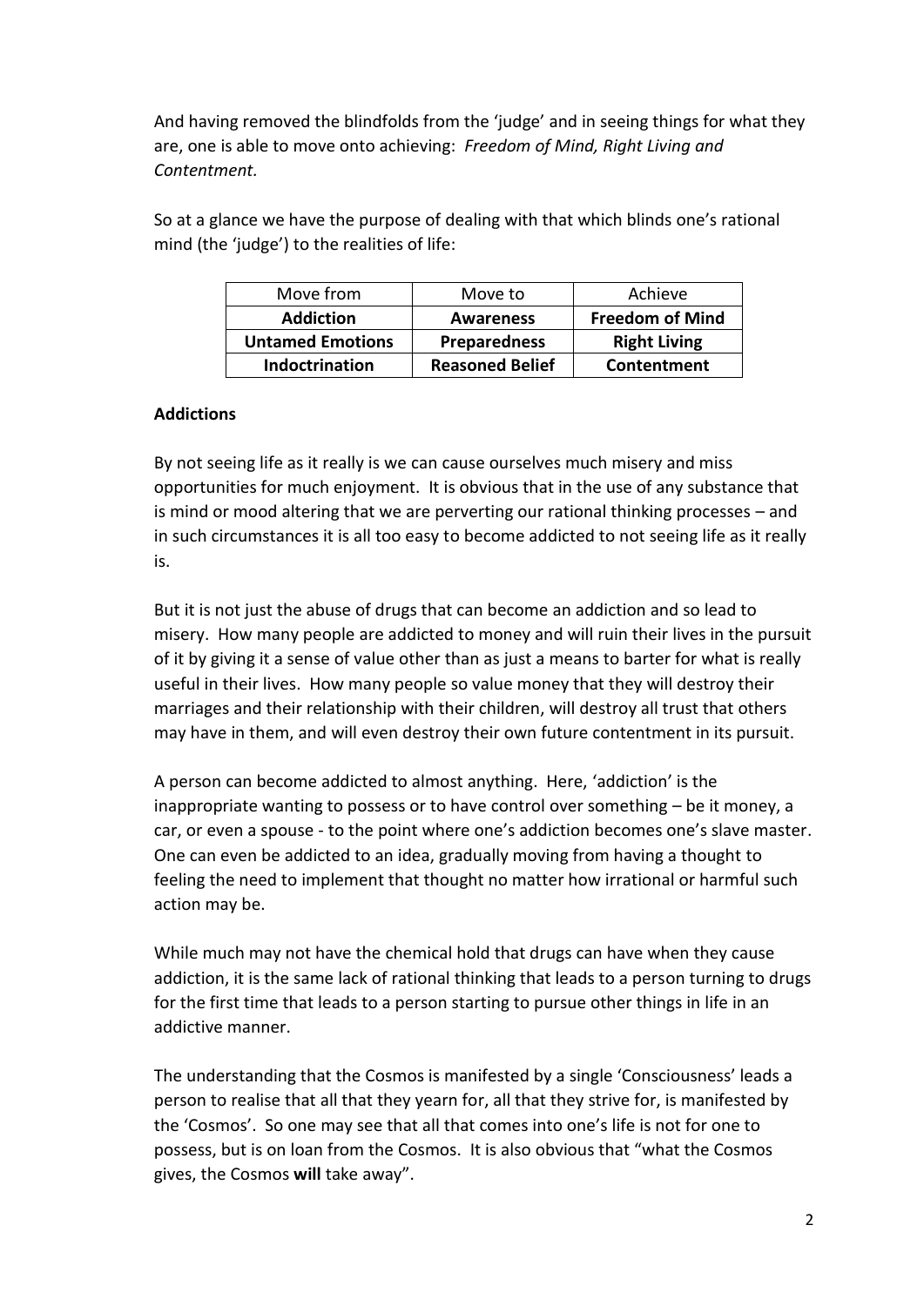And having removed the blindfolds from the 'judge' and in seeing things for what they are, one is able to move onto achieving: *Freedom of Mind, Right Living and Contentment.*

So at a glance we have the purpose of dealing with that which blinds one's rational mind (the 'judge') to the realities of life:

| Move from | Move to | Achieve |
|---|---|---|
| **Addiction** | **Awareness** | **Freedom of Mind** |
| **Untamed Emotions** | **Preparedness** | **Right Living** |
| **Indoctrination** | **Reasoned Belief** | **Contentment** |

**Addictions**

By not seeing life as it really is we can cause ourselves much misery and miss opportunities for much enjoyment. It is obvious that in the use of any substance that is mind or mood altering that we are perverting our rational thinking processes – and in such circumstances it is all too easy to become addicted to not seeing life as it really is.

But it is not just the abuse of drugs that can become an addiction and so lead to misery. How many people are addicted to money and will ruin their lives in the pursuit of it by giving it a sense of value other than as just a means to barter for what is really useful in their lives. How many people so value money that they will destroy their marriages and their relationship with their children, will destroy all trust that others may have in them, and will even destroy their own future contentment in its pursuit.

A person can become addicted to almost anything. Here, 'addiction' is the inappropriate wanting to possess or to have control over something – be it money, a car, or even a spouse - to the point where one's addiction becomes one's slave master. One can even be addicted to an idea, gradually moving from having a thought to feeling the need to implement that thought no matter how irrational or harmful such action may be.

While much may not have the chemical hold that drugs can have when they cause addiction, it is the same lack of rational thinking that leads to a person turning to drugs for the first time that leads to a person starting to pursue other things in life in an addictive manner.

The understanding that the Cosmos is manifested by a single 'Consciousness' leads a person to realise that all that they yearn for, all that they strive for, is manifested by the 'Cosmos'. So one may see that all that comes into one's life is not for one to possess, but is on loan from the Cosmos. It is also obvious that "what the Cosmos gives, the Cosmos **will** take away".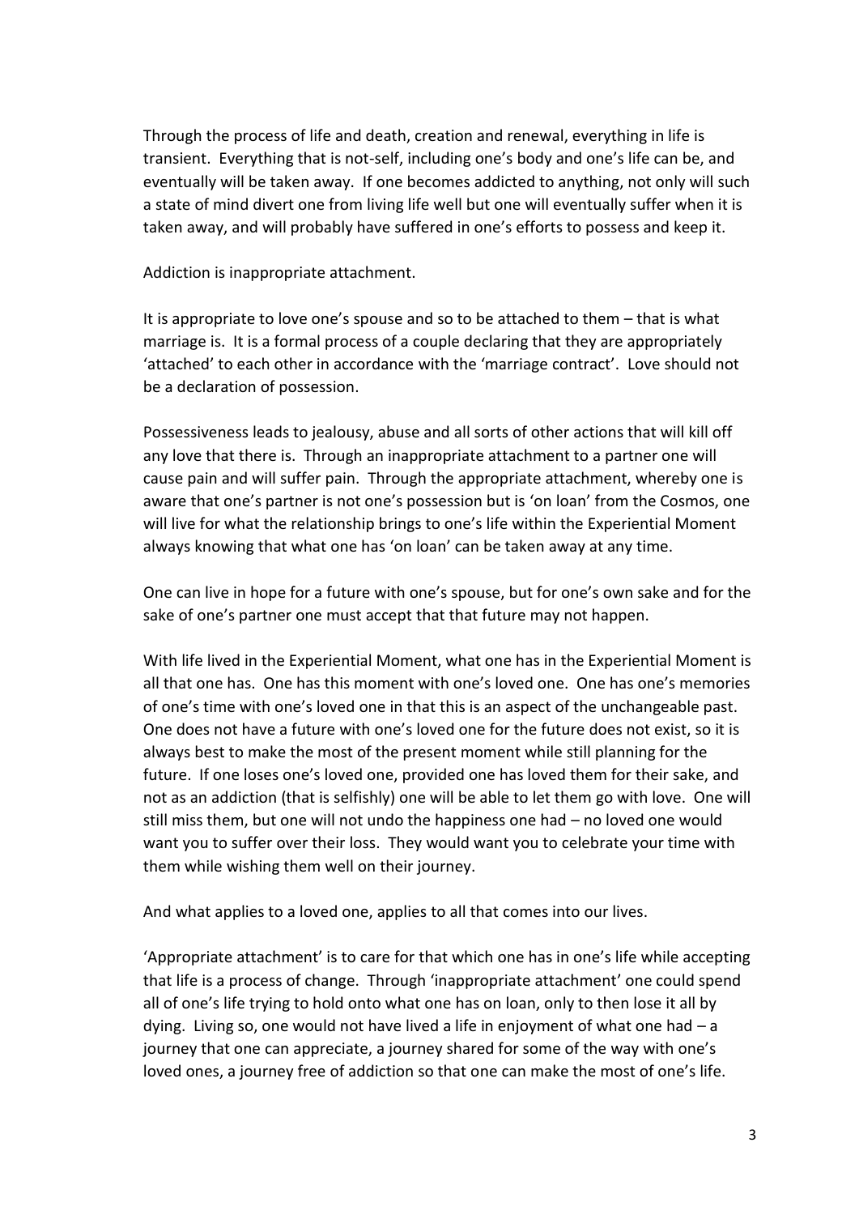Through the process of life and death, creation and renewal, everything in life is transient. Everything that is not-self, including one's body and one's life can be, and eventually will be taken away. If one becomes addicted to anything, not only will such a state of mind divert one from living life well but one will eventually suffer when it is taken away, and will probably have suffered in one's efforts to possess and keep it.

Addiction is inappropriate attachment.

It is appropriate to love one's spouse and so to be attached to them – that is what marriage is. It is a formal process of a couple declaring that they are appropriately 'attached' to each other in accordance with the 'marriage contract'. Love should not be a declaration of possession.

Possessiveness leads to jealousy, abuse and all sorts of other actions that will kill off any love that there is. Through an inappropriate attachment to a partner one will cause pain and will suffer pain. Through the appropriate attachment, whereby one is aware that one's partner is not one's possession but is 'on loan' from the Cosmos, one will live for what the relationship brings to one's life within the Experiential Moment always knowing that what one has 'on loan' can be taken away at any time.

One can live in hope for a future with one's spouse, but for one's own sake and for the sake of one's partner one must accept that that future may not happen.

With life lived in the Experiential Moment, what one has in the Experiential Moment is all that one has. One has this moment with one's loved one. One has one's memories of one's time with one's loved one in that this is an aspect of the unchangeable past. One does not have a future with one's loved one for the future does not exist, so it is always best to make the most of the present moment while still planning for the future. If one loses one's loved one, provided one has loved them for their sake, and not as an addiction (that is selfishly) one will be able to let them go with love. One will still miss them, but one will not undo the happiness one had – no loved one would want you to suffer over their loss. They would want you to celebrate your time with them while wishing them well on their journey.

And what applies to a loved one, applies to all that comes into our lives.

'Appropriate attachment' is to care for that which one has in one's life while accepting that life is a process of change. Through 'inappropriate attachment' one could spend all of one's life trying to hold onto what one has on loan, only to then lose it all by dying. Living so, one would not have lived a life in enjoyment of what one had – a journey that one can appreciate, a journey shared for some of the way with one's loved ones, a journey free of addiction so that one can make the most of one's life.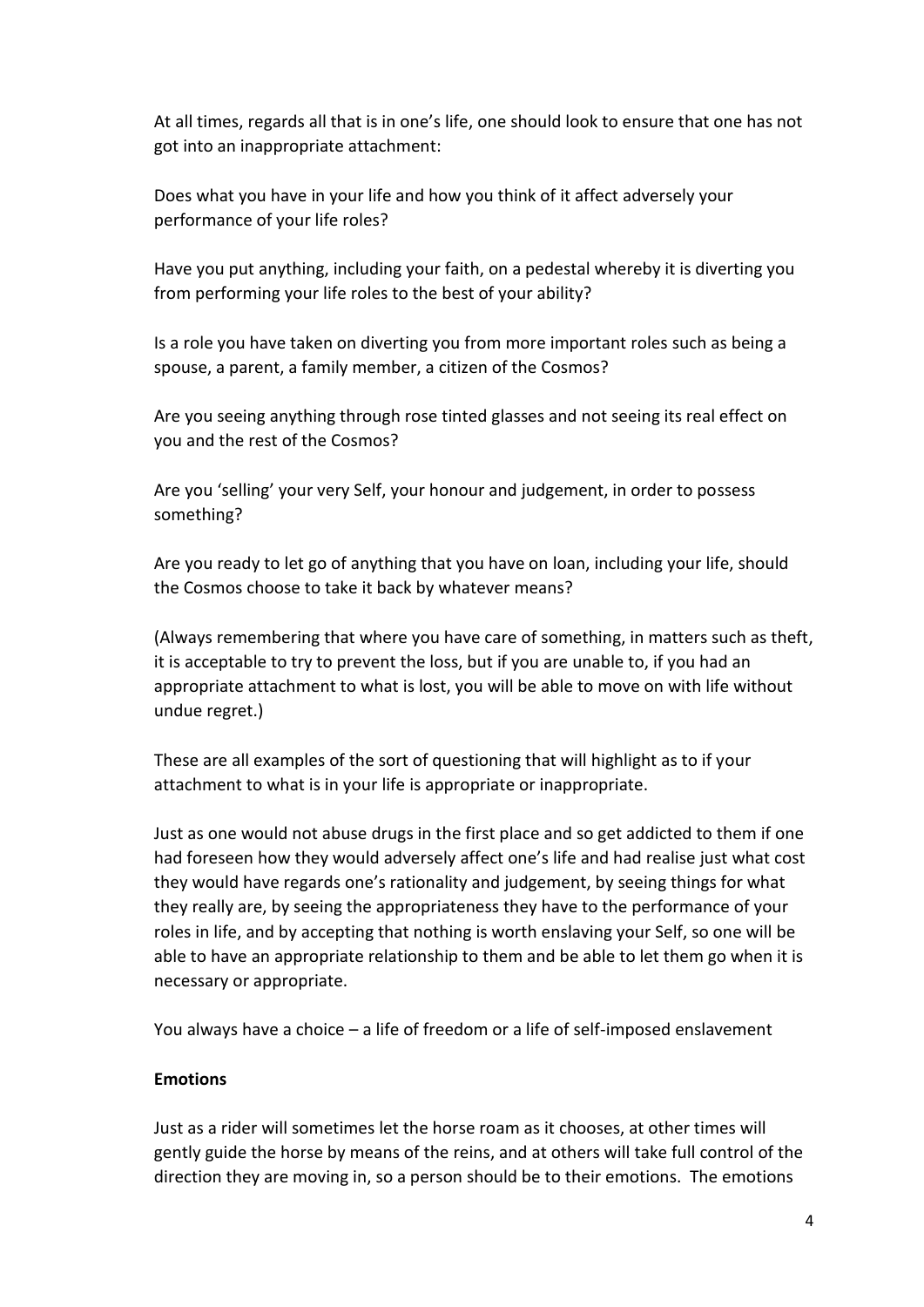At all times, regards all that is in one's life, one should look to ensure that one has not got into an inappropriate attachment:

Does what you have in your life and how you think of it affect adversely your performance of your life roles?

Have you put anything, including your faith, on a pedestal whereby it is diverting you from performing your life roles to the best of your ability?

Is a role you have taken on diverting you from more important roles such as being a spouse, a parent, a family member, a citizen of the Cosmos?

Are you seeing anything through rose tinted glasses and not seeing its real effect on you and the rest of the Cosmos?

Are you 'selling' your very Self, your honour and judgement, in order to possess something?

Are you ready to let go of anything that you have on loan, including your life, should the Cosmos choose to take it back by whatever means?

(Always remembering that where you have care of something, in matters such as theft, it is acceptable to try to prevent the loss, but if you are unable to, if you had an appropriate attachment to what is lost, you will be able to move on with life without undue regret.)

These are all examples of the sort of questioning that will highlight as to if your attachment to what is in your life is appropriate or inappropriate.

Just as one would not abuse drugs in the first place and so get addicted to them if one had foreseen how they would adversely affect one's life and had realise just what cost they would have regards one's rationality and judgement, by seeing things for what they really are, by seeing the appropriateness they have to the performance of your roles in life, and by accepting that nothing is worth enslaving your Self, so one will be able to have an appropriate relationship to them and be able to let them go when it is necessary or appropriate.

You always have a choice – a life of freedom or a life of self-imposed enslavement

**Emotions**

Just as a rider will sometimes let the horse roam as it chooses, at other times will gently guide the horse by means of the reins, and at others will take full control of the direction they are moving in, so a person should be to their emotions. The emotions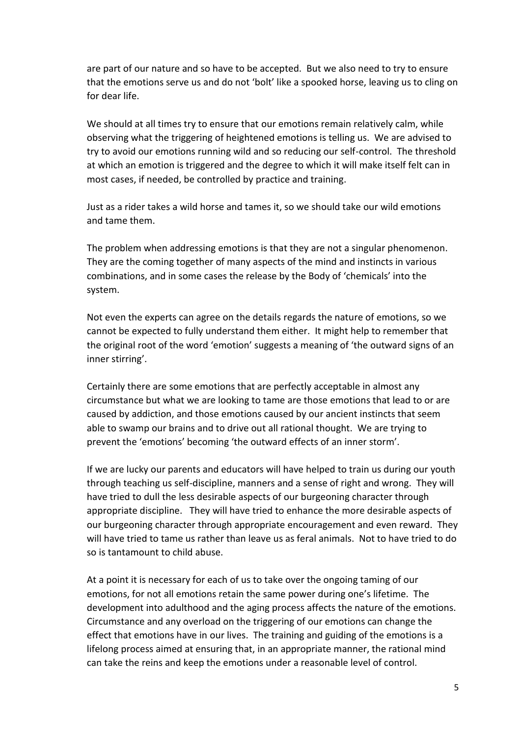are part of our nature and so have to be accepted. But we also need to try to ensure that the emotions serve us and do not 'bolt' like a spooked horse, leaving us to cling on for dear life.

We should at all times try to ensure that our emotions remain relatively calm, while observing what the triggering of heightened emotions is telling us. We are advised to try to avoid our emotions running wild and so reducing our self-control. The threshold at which an emotion is triggered and the degree to which it will make itself felt can in most cases, if needed, be controlled by practice and training.

Just as a rider takes a wild horse and tames it, so we should take our wild emotions and tame them.

The problem when addressing emotions is that they are not a singular phenomenon. They are the coming together of many aspects of the mind and instincts in various combinations, and in some cases the release by the Body of 'chemicals' into the system.

Not even the experts can agree on the details regards the nature of emotions, so we cannot be expected to fully understand them either. It might help to remember that the original root of the word 'emotion' suggests a meaning of 'the outward signs of an inner stirring'.

Certainly there are some emotions that are perfectly acceptable in almost any circumstance but what we are looking to tame are those emotions that lead to or are caused by addiction, and those emotions caused by our ancient instincts that seem able to swamp our brains and to drive out all rational thought. We are trying to prevent the 'emotions' becoming 'the outward effects of an inner storm'.

If we are lucky our parents and educators will have helped to train us during our youth through teaching us self-discipline, manners and a sense of right and wrong. They will have tried to dull the less desirable aspects of our burgeoning character through appropriate discipline. They will have tried to enhance the more desirable aspects of our burgeoning character through appropriate encouragement and even reward. They will have tried to tame us rather than leave us as feral animals. Not to have tried to do so is tantamount to child abuse.

At a point it is necessary for each of us to take over the ongoing taming of our emotions, for not all emotions retain the same power during one's lifetime. The development into adulthood and the aging process affects the nature of the emotions. Circumstance and any overload on the triggering of our emotions can change the effect that emotions have in our lives. The training and guiding of the emotions is a lifelong process aimed at ensuring that, in an appropriate manner, the rational mind can take the reins and keep the emotions under a reasonable level of control.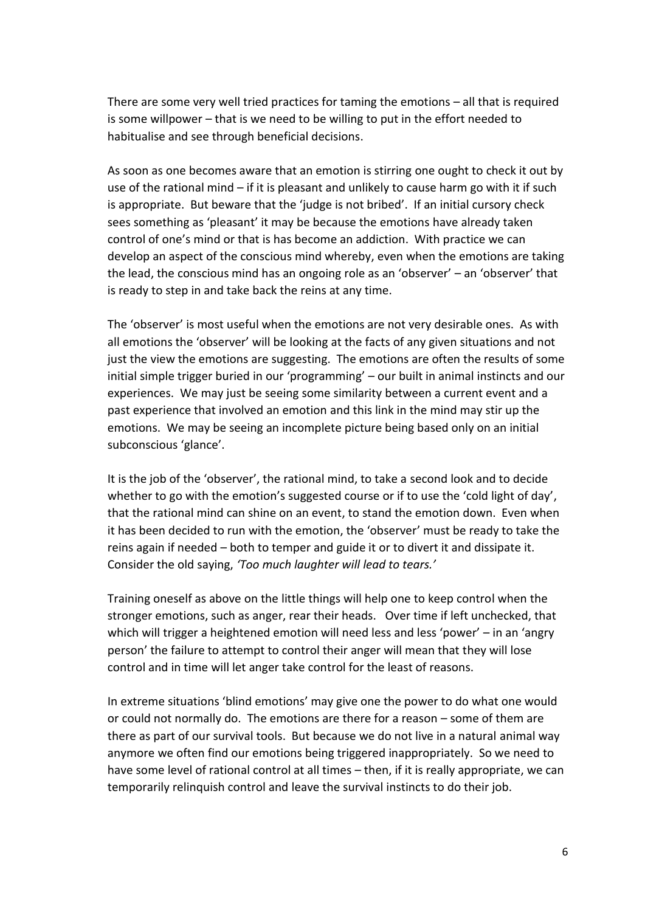There are some very well tried practices for taming the emotions – all that is required is some willpower – that is we need to be willing to put in the effort needed to habitualise and see through beneficial decisions.

As soon as one becomes aware that an emotion is stirring one ought to check it out by use of the rational mind – if it is pleasant and unlikely to cause harm go with it if such is appropriate. But beware that the 'judge is not bribed'. If an initial cursory check sees something as 'pleasant' it may be because the emotions have already taken control of one's mind or that is has become an addiction. With practice we can develop an aspect of the conscious mind whereby, even when the emotions are taking the lead, the conscious mind has an ongoing role as an 'observer' – an 'observer' that is ready to step in and take back the reins at any time.

The 'observer' is most useful when the emotions are not very desirable ones. As with all emotions the 'observer' will be looking at the facts of any given situations and not just the view the emotions are suggesting. The emotions are often the results of some initial simple trigger buried in our 'programming' – our built in animal instincts and our experiences. We may just be seeing some similarity between a current event and a past experience that involved an emotion and this link in the mind may stir up the emotions. We may be seeing an incomplete picture being based only on an initial subconscious 'glance'.

It is the job of the 'observer', the rational mind, to take a second look and to decide whether to go with the emotion's suggested course or if to use the 'cold light of day', that the rational mind can shine on an event, to stand the emotion down. Even when it has been decided to run with the emotion, the 'observer' must be ready to take the reins again if needed – both to temper and guide it or to divert it and dissipate it. Consider the old saying, *'Too much laughter will lead to tears.'*

Training oneself as above on the little things will help one to keep control when the stronger emotions, such as anger, rear their heads. Over time if left unchecked, that which will trigger a heightened emotion will need less and less 'power' – in an 'angry person' the failure to attempt to control their anger will mean that they will lose control and in time will let anger take control for the least of reasons.

In extreme situations 'blind emotions' may give one the power to do what one would or could not normally do. The emotions are there for a reason – some of them are there as part of our survival tools. But because we do not live in a natural animal way anymore we often find our emotions being triggered inappropriately. So we need to have some level of rational control at all times – then, if it is really appropriate, we can temporarily relinquish control and leave the survival instincts to do their job.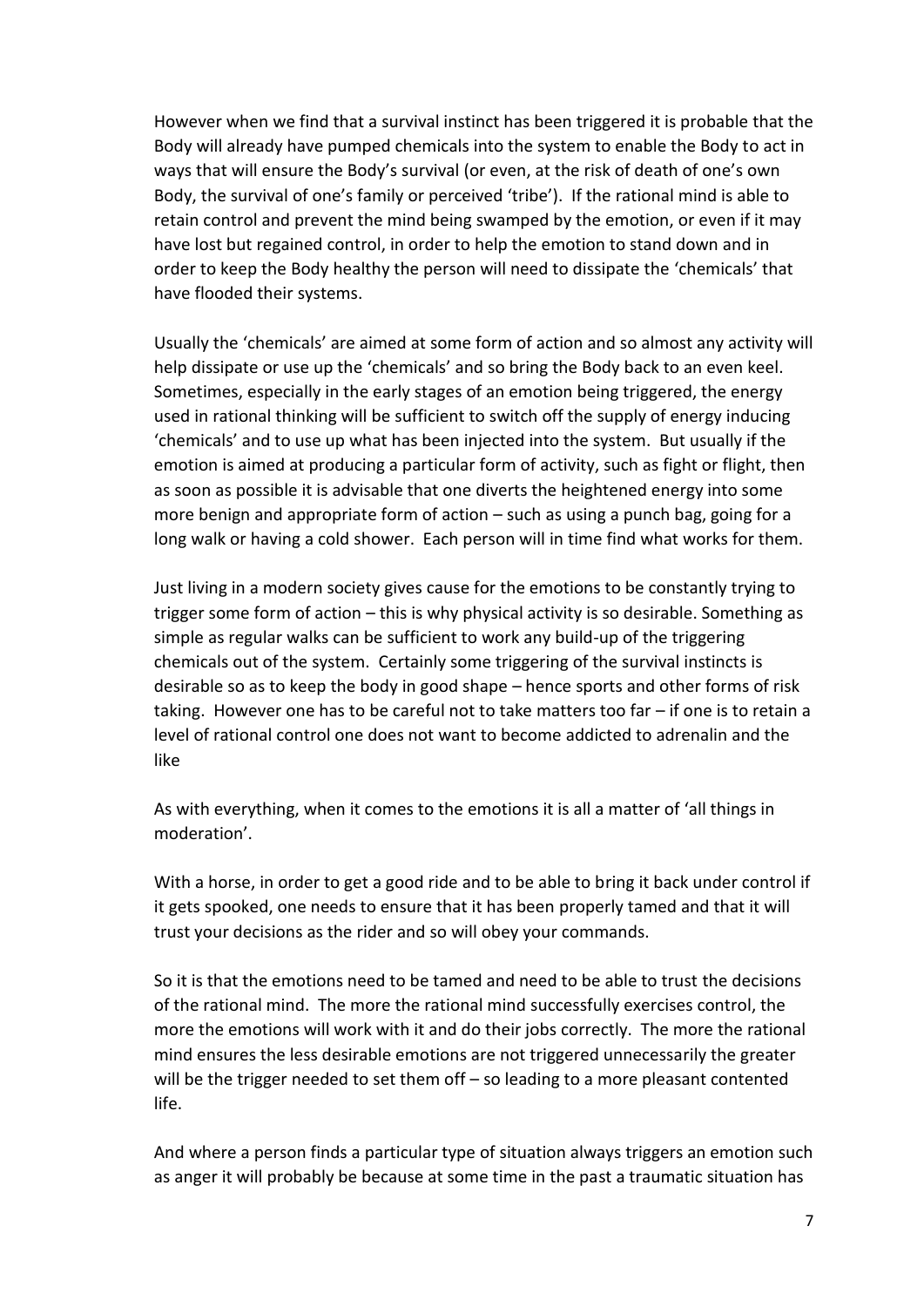However when we find that a survival instinct has been triggered it is probable that the Body will already have pumped chemicals into the system to enable the Body to act in ways that will ensure the Body's survival (or even, at the risk of death of one's own Body, the survival of one's family or perceived 'tribe'). If the rational mind is able to retain control and prevent the mind being swamped by the emotion, or even if it may have lost but regained control, in order to help the emotion to stand down and in order to keep the Body healthy the person will need to dissipate the 'chemicals' that have flooded their systems.

Usually the 'chemicals' are aimed at some form of action and so almost any activity will help dissipate or use up the 'chemicals' and so bring the Body back to an even keel. Sometimes, especially in the early stages of an emotion being triggered, the energy used in rational thinking will be sufficient to switch off the supply of energy inducing 'chemicals' and to use up what has been injected into the system. But usually if the emotion is aimed at producing a particular form of activity, such as fight or flight, then as soon as possible it is advisable that one diverts the heightened energy into some more benign and appropriate form of action – such as using a punch bag, going for a long walk or having a cold shower. Each person will in time find what works for them.

Just living in a modern society gives cause for the emotions to be constantly trying to trigger some form of action – this is why physical activity is so desirable. Something as simple as regular walks can be sufficient to work any build-up of the triggering chemicals out of the system. Certainly some triggering of the survival instincts is desirable so as to keep the body in good shape – hence sports and other forms of risk taking. However one has to be careful not to take matters too far – if one is to retain a level of rational control one does not want to become addicted to adrenalin and the like

As with everything, when it comes to the emotions it is all a matter of 'all things in moderation'.

With a horse, in order to get a good ride and to be able to bring it back under control if it gets spooked, one needs to ensure that it has been properly tamed and that it will trust your decisions as the rider and so will obey your commands.

So it is that the emotions need to be tamed and need to be able to trust the decisions of the rational mind. The more the rational mind successfully exercises control, the more the emotions will work with it and do their jobs correctly. The more the rational mind ensures the less desirable emotions are not triggered unnecessarily the greater will be the trigger needed to set them off – so leading to a more pleasant contented life.

And where a person finds a particular type of situation always triggers an emotion such as anger it will probably be because at some time in the past a traumatic situation has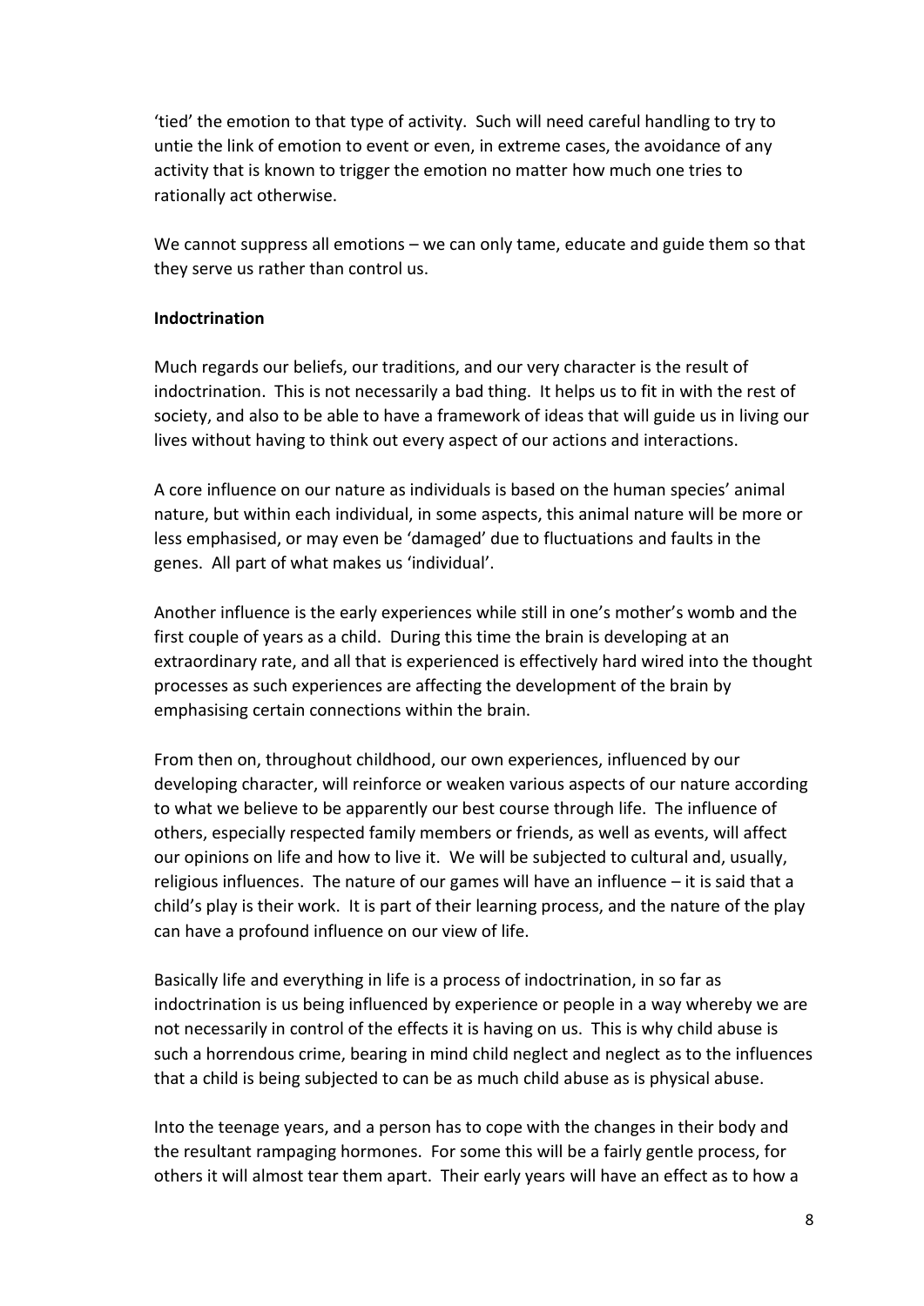'tied' the emotion to that type of activity. Such will need careful handling to try to untie the link of emotion to event or even, in extreme cases, the avoidance of any activity that is known to trigger the emotion no matter how much one tries to rationally act otherwise.

We cannot suppress all emotions – we can only tame, educate and guide them so that they serve us rather than control us.

**Indoctrination**

Much regards our beliefs, our traditions, and our very character is the result of indoctrination. This is not necessarily a bad thing. It helps us to fit in with the rest of society, and also to be able to have a framework of ideas that will guide us in living our lives without having to think out every aspect of our actions and interactions.

A core influence on our nature as individuals is based on the human species' animal nature, but within each individual, in some aspects, this animal nature will be more or less emphasised, or may even be 'damaged' due to fluctuations and faults in the genes. All part of what makes us 'individual'.

Another influence is the early experiences while still in one's mother's womb and the first couple of years as a child. During this time the brain is developing at an extraordinary rate, and all that is experienced is effectively hard wired into the thought processes as such experiences are affecting the development of the brain by emphasising certain connections within the brain.

From then on, throughout childhood, our own experiences, influenced by our developing character, will reinforce or weaken various aspects of our nature according to what we believe to be apparently our best course through life. The influence of others, especially respected family members or friends, as well as events, will affect our opinions on life and how to live it. We will be subjected to cultural and, usually, religious influences. The nature of our games will have an influence – it is said that a child's play is their work. It is part of their learning process, and the nature of the play can have a profound influence on our view of life.

Basically life and everything in life is a process of indoctrination, in so far as indoctrination is us being influenced by experience or people in a way whereby we are not necessarily in control of the effects it is having on us. This is why child abuse is such a horrendous crime, bearing in mind child neglect and neglect as to the influences that a child is being subjected to can be as much child abuse as is physical abuse.

Into the teenage years, and a person has to cope with the changes in their body and the resultant rampaging hormones. For some this will be a fairly gentle process, for others it will almost tear them apart. Their early years will have an effect as to how a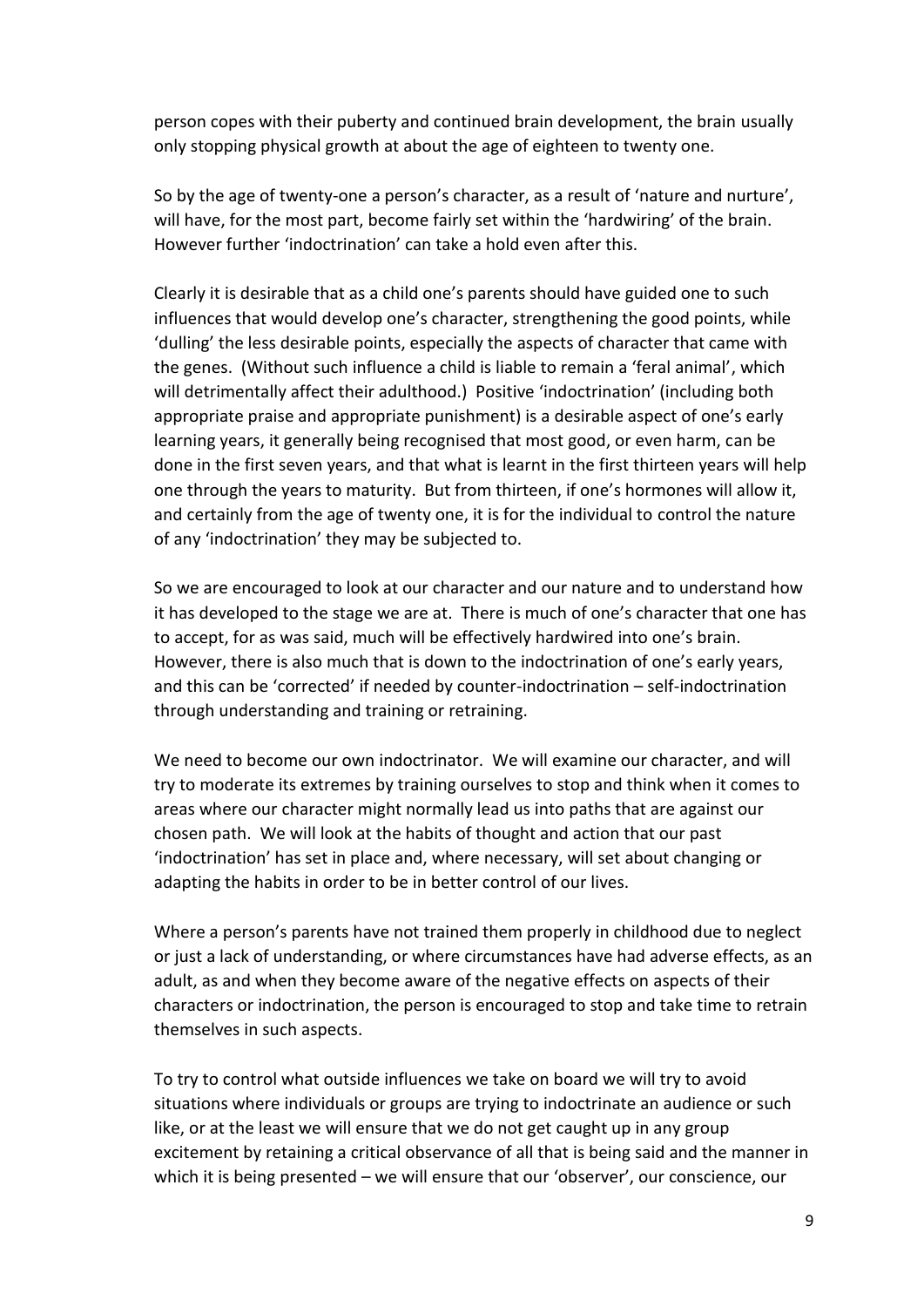person copes with their puberty and continued brain development, the brain usually only stopping physical growth at about the age of eighteen to twenty one.

So by the age of twenty-one a person's character, as a result of 'nature and nurture', will have, for the most part, become fairly set within the 'hardwiring' of the brain. However further 'indoctrination' can take a hold even after this.

Clearly it is desirable that as a child one's parents should have guided one to such influences that would develop one's character, strengthening the good points, while 'dulling' the less desirable points, especially the aspects of character that came with the genes. (Without such influence a child is liable to remain a 'feral animal', which will detrimentally affect their adulthood.) Positive 'indoctrination' (including both appropriate praise and appropriate punishment) is a desirable aspect of one's early learning years, it generally being recognised that most good, or even harm, can be done in the first seven years, and that what is learnt in the first thirteen years will help one through the years to maturity. But from thirteen, if one's hormones will allow it, and certainly from the age of twenty one, it is for the individual to control the nature of any 'indoctrination' they may be subjected to.

So we are encouraged to look at our character and our nature and to understand how it has developed to the stage we are at. There is much of one's character that one has to accept, for as was said, much will be effectively hardwired into one's brain. However, there is also much that is down to the indoctrination of one's early years, and this can be 'corrected' if needed by counter-indoctrination – self-indoctrination through understanding and training or retraining.

We need to become our own indoctrinator. We will examine our character, and will try to moderate its extremes by training ourselves to stop and think when it comes to areas where our character might normally lead us into paths that are against our chosen path. We will look at the habits of thought and action that our past 'indoctrination' has set in place and, where necessary, will set about changing or adapting the habits in order to be in better control of our lives.

Where a person's parents have not trained them properly in childhood due to neglect or just a lack of understanding, or where circumstances have had adverse effects, as an adult, as and when they become aware of the negative effects on aspects of their characters or indoctrination, the person is encouraged to stop and take time to retrain themselves in such aspects.

To try to control what outside influences we take on board we will try to avoid situations where individuals or groups are trying to indoctrinate an audience or such like, or at the least we will ensure that we do not get caught up in any group excitement by retaining a critical observance of all that is being said and the manner in which it is being presented – we will ensure that our 'observer', our conscience, our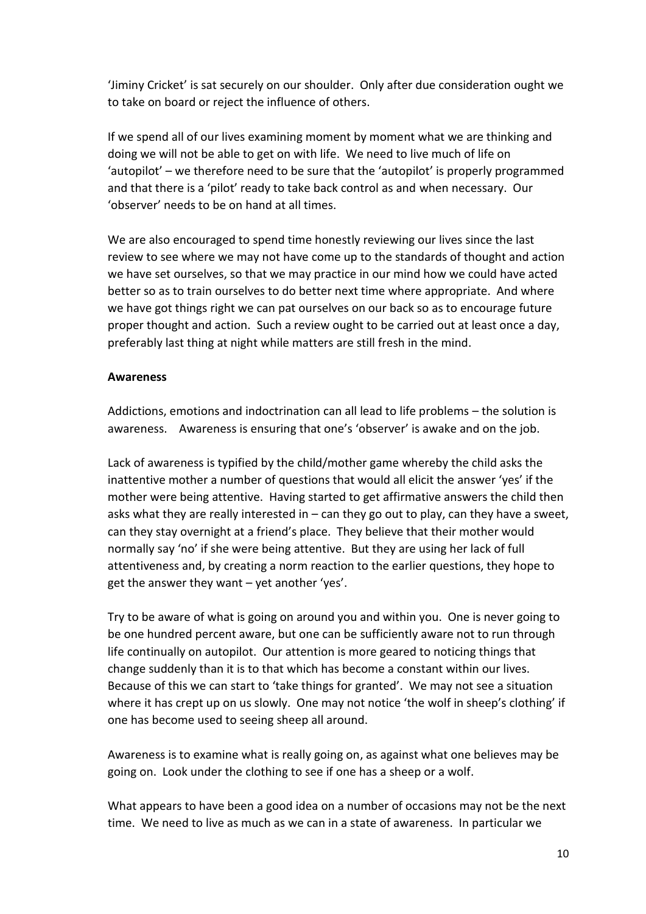'Jiminy Cricket' is sat securely on our shoulder. Only after due consideration ought we to take on board or reject the influence of others.

If we spend all of our lives examining moment by moment what we are thinking and doing we will not be able to get on with life. We need to live much of life on 'autopilot' – we therefore need to be sure that the 'autopilot' is properly programmed and that there is a 'pilot' ready to take back control as and when necessary. Our 'observer' needs to be on hand at all times.

We are also encouraged to spend time honestly reviewing our lives since the last review to see where we may not have come up to the standards of thought and action we have set ourselves, so that we may practice in our mind how we could have acted better so as to train ourselves to do better next time where appropriate. And where we have got things right we can pat ourselves on our back so as to encourage future proper thought and action. Such a review ought to be carried out at least once a day, preferably last thing at night while matters are still fresh in the mind.

**Awareness**

Addictions, emotions and indoctrination can all lead to life problems – the solution is awareness. Awareness is ensuring that one's 'observer' is awake and on the job.

Lack of awareness is typified by the child/mother game whereby the child asks the inattentive mother a number of questions that would all elicit the answer 'yes' if the mother were being attentive. Having started to get affirmative answers the child then asks what they are really interested in – can they go out to play, can they have a sweet, can they stay overnight at a friend's place. They believe that their mother would normally say 'no' if she were being attentive. But they are using her lack of full attentiveness and, by creating a norm reaction to the earlier questions, they hope to get the answer they want – yet another 'yes'.

Try to be aware of what is going on around you and within you. One is never going to be one hundred percent aware, but one can be sufficiently aware not to run through life continually on autopilot. Our attention is more geared to noticing things that change suddenly than it is to that which has become a constant within our lives. Because of this we can start to 'take things for granted'. We may not see a situation where it has crept up on us slowly. One may not notice 'the wolf in sheep's clothing' if one has become used to seeing sheep all around.

Awareness is to examine what is really going on, as against what one believes may be going on. Look under the clothing to see if one has a sheep or a wolf.

What appears to have been a good idea on a number of occasions may not be the next time. We need to live as much as we can in a state of awareness. In particular we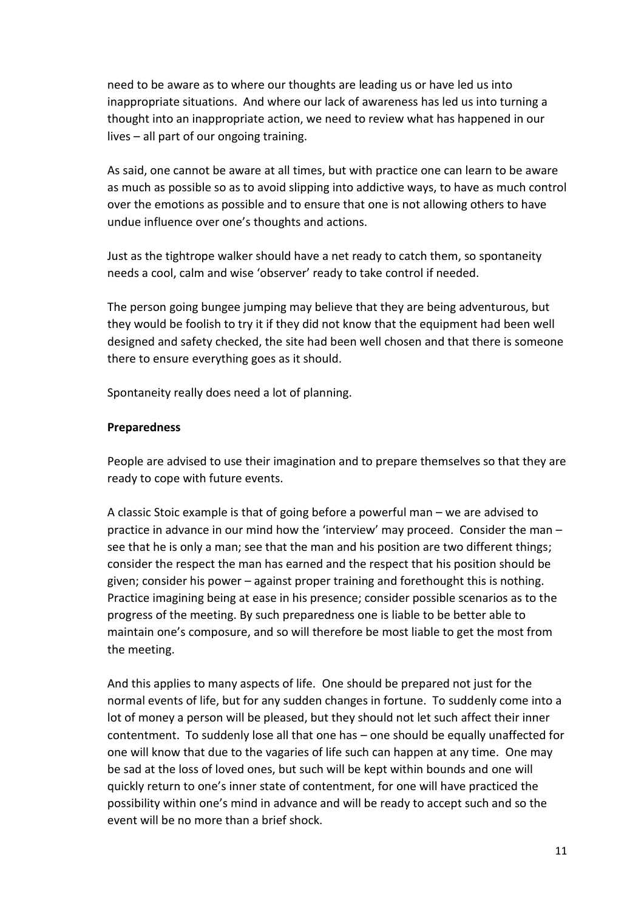need to be aware as to where our thoughts are leading us or have led us into inappropriate situations. And where our lack of awareness has led us into turning a thought into an inappropriate action, we need to review what has happened in our lives – all part of our ongoing training.

As said, one cannot be aware at all times, but with practice one can learn to be aware as much as possible so as to avoid slipping into addictive ways, to have as much control over the emotions as possible and to ensure that one is not allowing others to have undue influence over one's thoughts and actions.

Just as the tightrope walker should have a net ready to catch them, so spontaneity needs a cool, calm and wise 'observer' ready to take control if needed.

The person going bungee jumping may believe that they are being adventurous, but they would be foolish to try it if they did not know that the equipment had been well designed and safety checked, the site had been well chosen and that there is someone there to ensure everything goes as it should.

Spontaneity really does need a lot of planning.

**Preparedness**

People are advised to use their imagination and to prepare themselves so that they are ready to cope with future events.

A classic Stoic example is that of going before a powerful man – we are advised to practice in advance in our mind how the 'interview' may proceed. Consider the man – see that he is only a man; see that the man and his position are two different things; consider the respect the man has earned and the respect that his position should be given; consider his power – against proper training and forethought this is nothing. Practice imagining being at ease in his presence; consider possible scenarios as to the progress of the meeting. By such preparedness one is liable to be better able to maintain one's composure, and so will therefore be most liable to get the most from the meeting.

And this applies to many aspects of life. One should be prepared not just for the normal events of life, but for any sudden changes in fortune. To suddenly come into a lot of money a person will be pleased, but they should not let such affect their inner contentment. To suddenly lose all that one has – one should be equally unaffected for one will know that due to the vagaries of life such can happen at any time. One may be sad at the loss of loved ones, but such will be kept within bounds and one will quickly return to one's inner state of contentment, for one will have practiced the possibility within one's mind in advance and will be ready to accept such and so the event will be no more than a brief shock.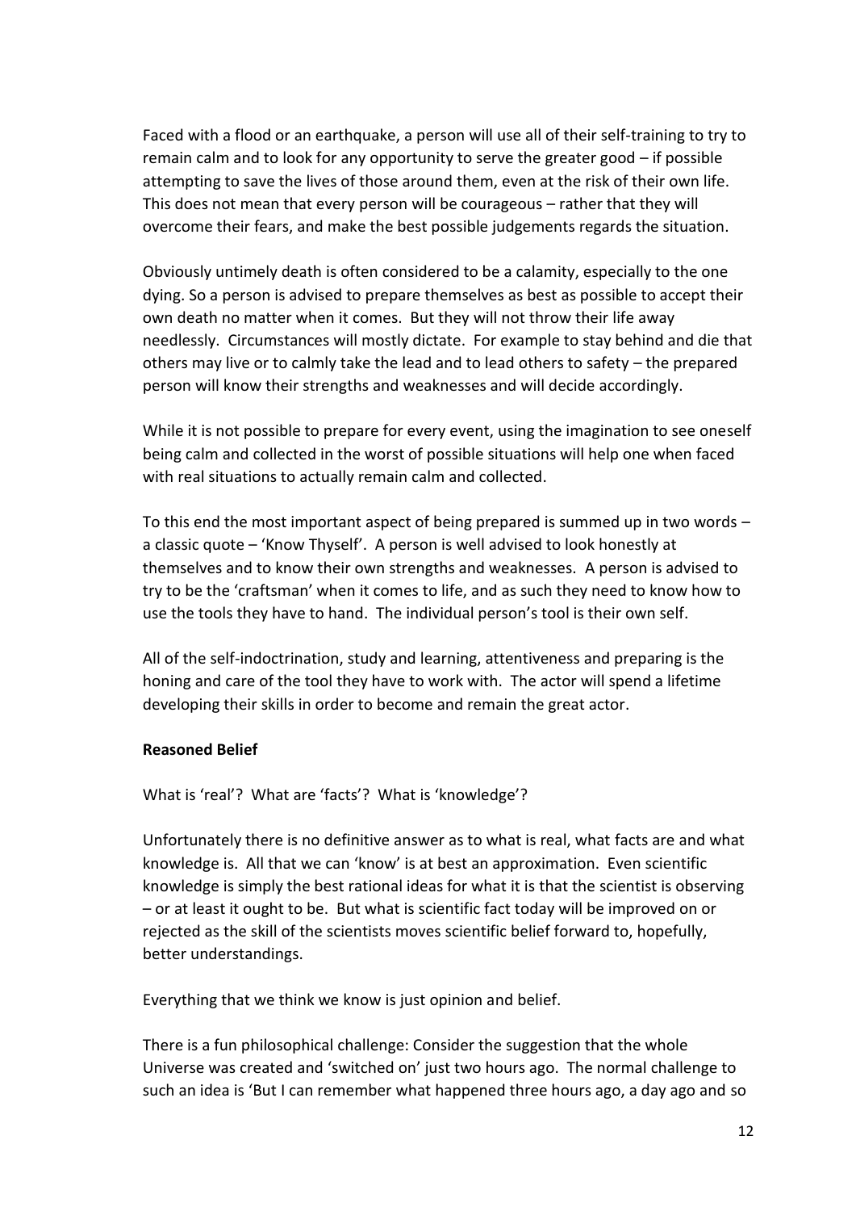Faced with a flood or an earthquake, a person will use all of their self-training to try to remain calm and to look for any opportunity to serve the greater good – if possible attempting to save the lives of those around them, even at the risk of their own life. This does not mean that every person will be courageous – rather that they will overcome their fears, and make the best possible judgements regards the situation.

Obviously untimely death is often considered to be a calamity, especially to the one dying. So a person is advised to prepare themselves as best as possible to accept their own death no matter when it comes. But they will not throw their life away needlessly. Circumstances will mostly dictate. For example to stay behind and die that others may live or to calmly take the lead and to lead others to safety – the prepared person will know their strengths and weaknesses and will decide accordingly.

While it is not possible to prepare for every event, using the imagination to see oneself being calm and collected in the worst of possible situations will help one when faced with real situations to actually remain calm and collected.

To this end the most important aspect of being prepared is summed up in two words – a classic quote – 'Know Thyself'. A person is well advised to look honestly at themselves and to know their own strengths and weaknesses. A person is advised to try to be the 'craftsman' when it comes to life, and as such they need to know how to use the tools they have to hand. The individual person's tool is their own self.

All of the self-indoctrination, study and learning, attentiveness and preparing is the honing and care of the tool they have to work with. The actor will spend a lifetime developing their skills in order to become and remain the great actor.

**Reasoned Belief**

What is 'real'? What are 'facts'? What is 'knowledge'?

Unfortunately there is no definitive answer as to what is real, what facts are and what knowledge is. All that we can 'know' is at best an approximation. Even scientific knowledge is simply the best rational ideas for what it is that the scientist is observing – or at least it ought to be. But what is scientific fact today will be improved on or rejected as the skill of the scientists moves scientific belief forward to, hopefully, better understandings.

Everything that we think we know is just opinion and belief.

There is a fun philosophical challenge: Consider the suggestion that the whole Universe was created and 'switched on' just two hours ago. The normal challenge to such an idea is 'But I can remember what happened three hours ago, a day ago and so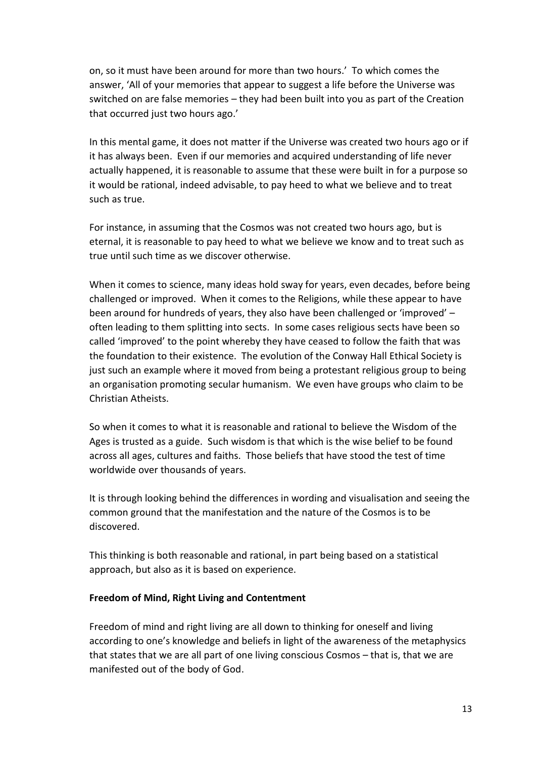on, so it must have been around for more than two hours.' To which comes the answer, 'All of your memories that appear to suggest a life before the Universe was switched on are false memories – they had been built into you as part of the Creation that occurred just two hours ago.'

In this mental game, it does not matter if the Universe was created two hours ago or if it has always been. Even if our memories and acquired understanding of life never actually happened, it is reasonable to assume that these were built in for a purpose so it would be rational, indeed advisable, to pay heed to what we believe and to treat such as true.

For instance, in assuming that the Cosmos was not created two hours ago, but is eternal, it is reasonable to pay heed to what we believe we know and to treat such as true until such time as we discover otherwise.

When it comes to science, many ideas hold sway for years, even decades, before being challenged or improved. When it comes to the Religions, while these appear to have been around for hundreds of years, they also have been challenged or 'improved' – often leading to them splitting into sects. In some cases religious sects have been so called 'improved' to the point whereby they have ceased to follow the faith that was the foundation to their existence. The evolution of the Conway Hall Ethical Society is just such an example where it moved from being a protestant religious group to being an organisation promoting secular humanism. We even have groups who claim to be Christian Atheists.

So when it comes to what it is reasonable and rational to believe the Wisdom of the Ages is trusted as a guide. Such wisdom is that which is the wise belief to be found across all ages, cultures and faiths. Those beliefs that have stood the test of time worldwide over thousands of years.

It is through looking behind the differences in wording and visualisation and seeing the common ground that the manifestation and the nature of the Cosmos is to be discovered.

This thinking is both reasonable and rational, in part being based on a statistical approach, but also as it is based on experience.

**Freedom of Mind, Right Living and Contentment**

Freedom of mind and right living are all down to thinking for oneself and living according to one's knowledge and beliefs in light of the awareness of the metaphysics that states that we are all part of one living conscious Cosmos – that is, that we are manifested out of the body of God.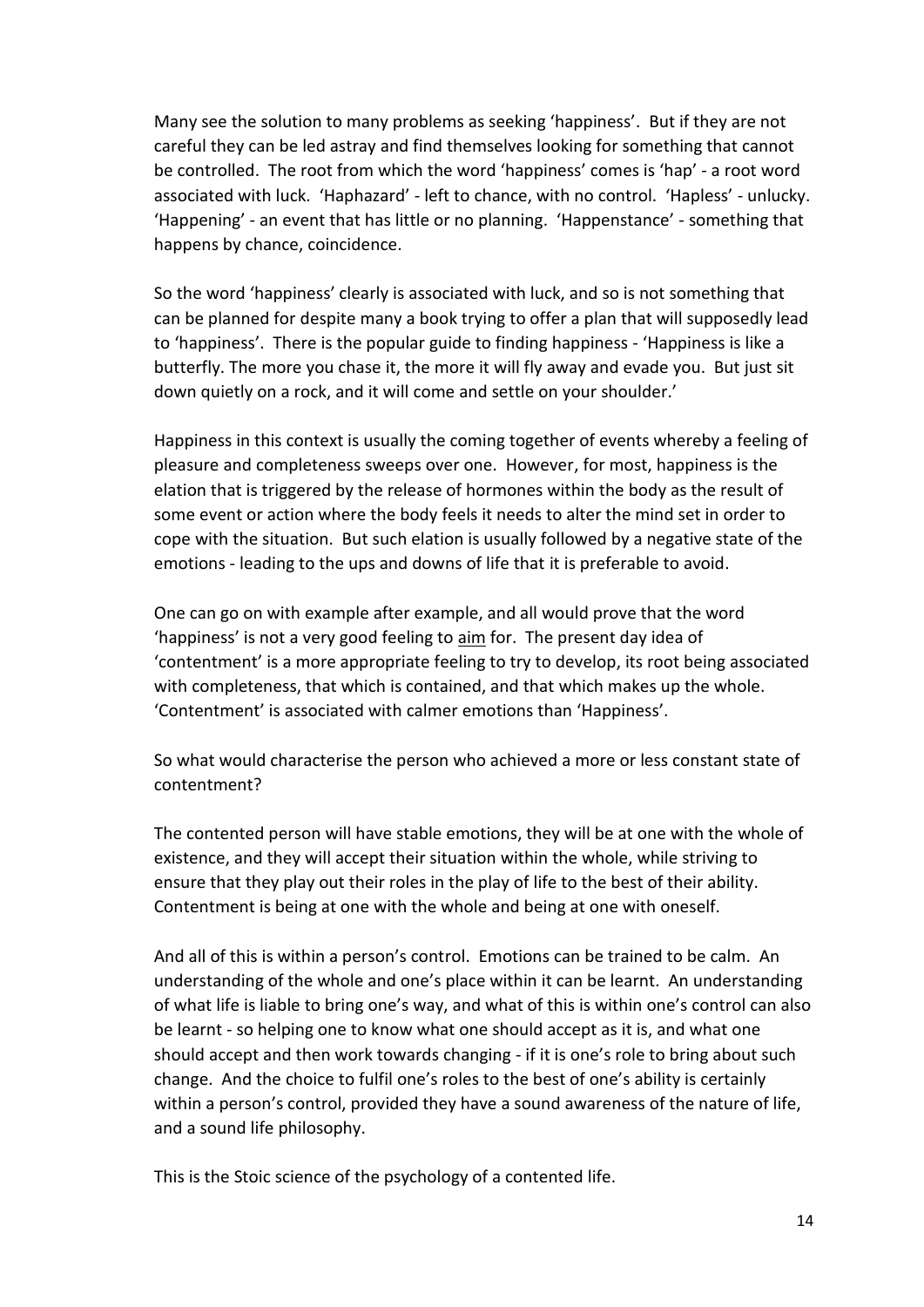Many see the solution to many problems as seeking 'happiness'. But if they are not careful they can be led astray and find themselves looking for something that cannot be controlled. The root from which the word 'happiness' comes is 'hap' - a root word associated with luck. 'Haphazard' - left to chance, with no control. 'Hapless' - unlucky. 'Happening' - an event that has little or no planning. 'Happenstance' - something that happens by chance, coincidence.

So the word 'happiness' clearly is associated with luck, and so is not something that can be planned for despite many a book trying to offer a plan that will supposedly lead to 'happiness'. There is the popular guide to finding happiness - 'Happiness is like a butterfly. The more you chase it, the more it will fly away and evade you. But just sit down quietly on a rock, and it will come and settle on your shoulder.'

Happiness in this context is usually the coming together of events whereby a feeling of pleasure and completeness sweeps over one. However, for most, happiness is the elation that is triggered by the release of hormones within the body as the result of some event or action where the body feels it needs to alter the mind set in order to cope with the situation. But such elation is usually followed by a negative state of the emotions - leading to the ups and downs of life that it is preferable to avoid.

One can go on with example after example, and all would prove that the word 'happiness' is not a very good feeling to <u>aim</u> for. The present day idea of 'contentment' is a more appropriate feeling to try to develop, its root being associated with completeness, that which is contained, and that which makes up the whole. 'Contentment' is associated with calmer emotions than 'Happiness'.

So what would characterise the person who achieved a more or less constant state of contentment?

The contented person will have stable emotions, they will be at one with the whole of existence, and they will accept their situation within the whole, while striving to ensure that they play out their roles in the play of life to the best of their ability. Contentment is being at one with the whole and being at one with oneself.

And all of this is within a person's control. Emotions can be trained to be calm. An understanding of the whole and one's place within it can be learnt. An understanding of what life is liable to bring one's way, and what of this is within one's control can also be learnt - so helping one to know what one should accept as it is, and what one should accept and then work towards changing - if it is one's role to bring about such change. And the choice to fulfil one's roles to the best of one's ability is certainly within a person's control, provided they have a sound awareness of the nature of life, and a sound life philosophy.

This is the Stoic science of the psychology of a contented life.